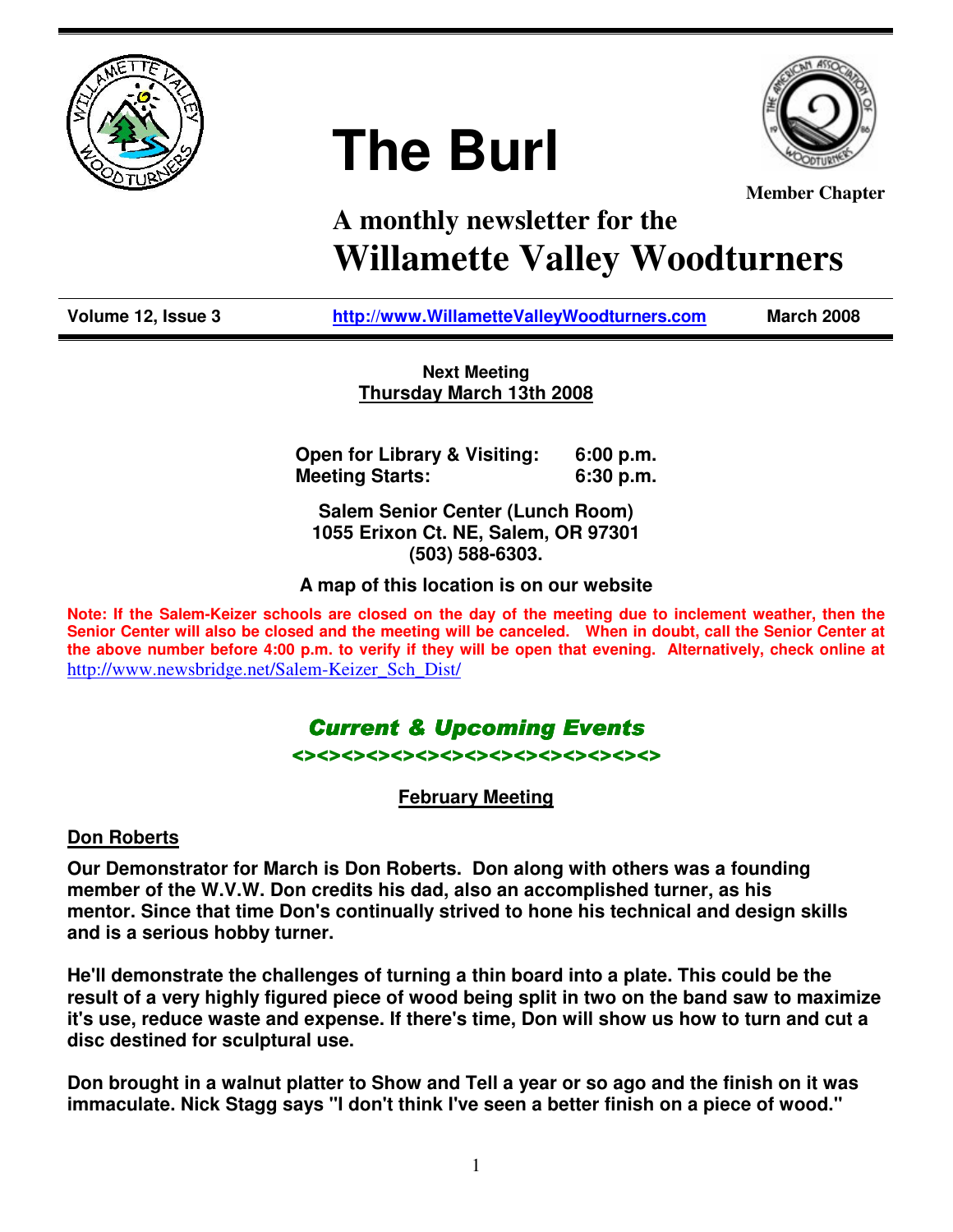# The Burl

**Member Chapter**

## A monthly newsletter for the Willamette Valley Woodturners

**Volume 12, Issue 3** | **http://www.WillametteValleyWoodturners.com** | **March 2008**

**Next Meeting**
**Thursday March 13th 2008**

**Open for Library & Visiting: 6:00 p.m.**
**Meeting Starts: 6:30 p.m.**

**Salem Senior Center (Lunch Room)**
**1055 Erixon Ct. NE, Salem, OR 97301**
**(503) 588-6303.**

**A map of this location is on our website**

**Note: If the Salem-Keizer schools are closed on the day of the meeting due to inclement weather, then the Senior Center will also be closed and the meeting will be canceled. When in doubt, call the Senior Center at the above number before 4:00 p.m. to verify if they will be open that evening. Alternatively, check online at** http://www.newsbridge.net/Salem-Keizer_Sch_Dist/

## *Current & Upcoming Events*

<><><><><><><><><><><><><><><><>

### February Meeting

**Don Roberts**

**Our Demonstrator for March is Don Roberts. Don along with others was a founding member of the W.V.W. Don credits his dad, also an accomplished turner, as his mentor. Since that time Don's continually strived to hone his technical and design skills and is a serious hobby turner.**

**He'll demonstrate the challenges of turning a thin board into a plate. This could be the result of a very highly figured piece of wood being split in two on the band saw to maximize it's use, reduce waste and expense. If there's time, Don will show us how to turn and cut a disc destined for sculptural use.**

**Don brought in a walnut platter to Show and Tell a year or so ago and the finish on it was immaculate. Nick Stagg says "I don't think I've seen a better finish on a piece of wood."**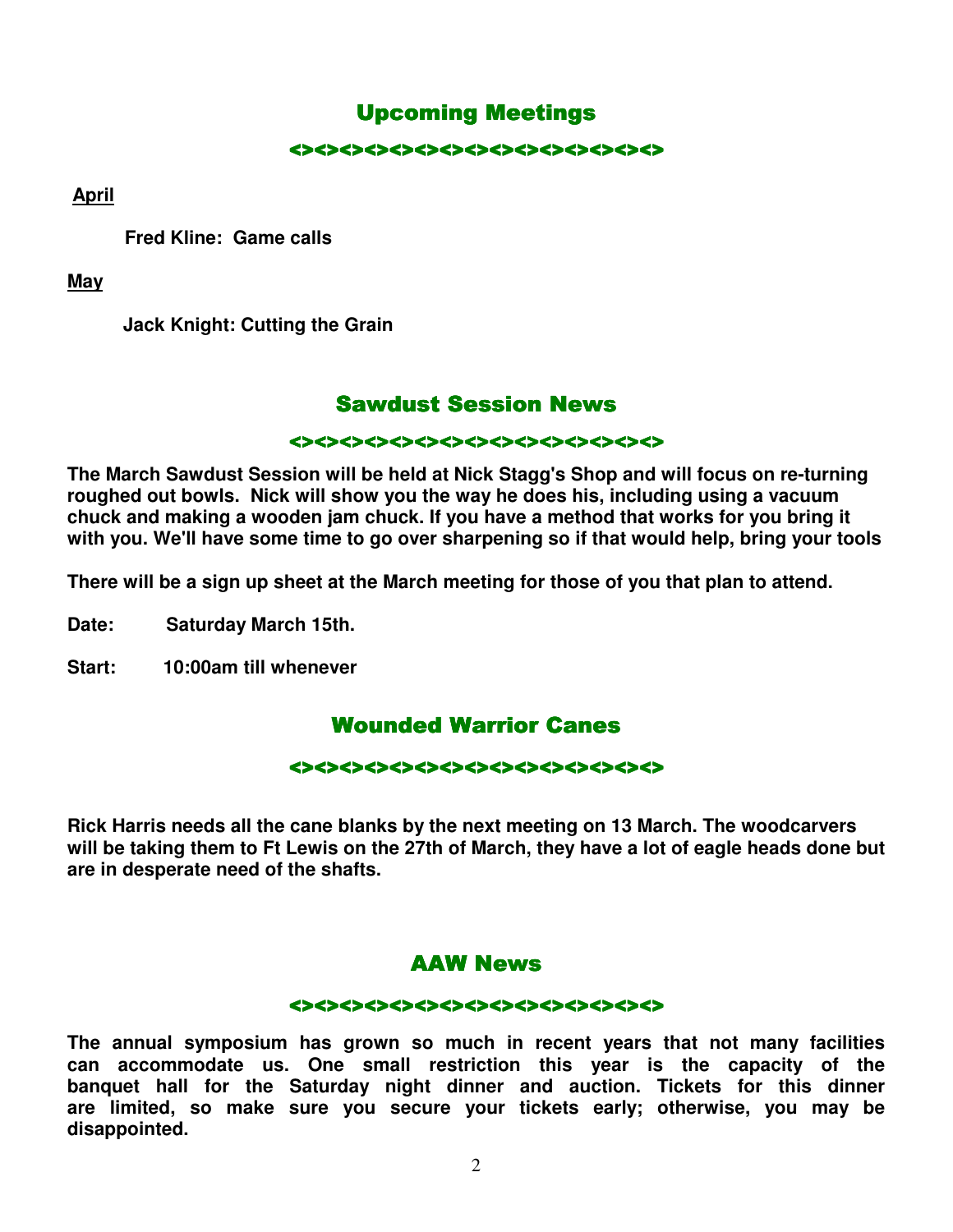## Upcoming Meetings

<><><><><><><><><><><><><><><><><><><><>

**April**

**Fred Kline: Game calls**

**May**

**Jack Knight: Cutting the Grain**

## Sawdust Session News

<><><><><><><><><><><><><><><><><><><><>

**The March Sawdust Session will be held at Nick Stagg's Shop and will focus on re-turning roughed out bowls. Nick will show you the way he does his, including using a vacuum chuck and making a wooden jam chuck. If you have a method that works for you bring it with you. We'll have some time to go over sharpening so if that would help, bring your tools**

**There will be a sign up sheet at the March meeting for those of you that plan to attend.**

**Date: Saturday March 15th.**

**Start: 10:00am till whenever**

## Wounded Warrior Canes

<><><><><><><><><><><><><><><><><><><><>

**Rick Harris needs all the cane blanks by the next meeting on 13 March. The woodcarvers will be taking them to Ft Lewis on the 27th of March, they have a lot of eagle heads done but are in desperate need of the shafts.**

## AAW News

<><><><><><><><><><><><><><><><><><><><>

**The annual symposium has grown so much in recent years that not many facilities can accommodate us. One small restriction this year is the capacity of the banquet hall for the Saturday night dinner and auction. Tickets for this dinner are limited, so make sure you secure your tickets early; otherwise, you may be disappointed.**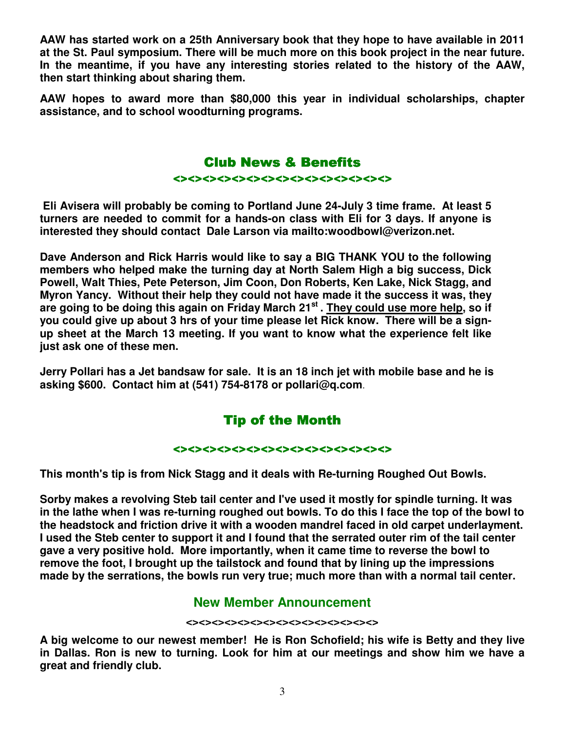**AAW has started work on a 25th Anniversary book that they hope to have available in 2011 at the St. Paul symposium. There will be much more on this book project in the near future. In the meantime, if you have any interesting stories related to the history of the AAW, then start thinking about sharing them.**

**AAW hopes to award more than $80,000 this year in individual scholarships, chapter assistance, and to school woodturning programs.**

## Club News & Benefits

<><><><><><><><><><><><><><><><><><><><><><>

**Eli Avisera will probably be coming to Portland June 24-July 3 time frame. At least 5 turners are needed to commit for a hands-on class with Eli for 3 days. If anyone is interested they should contact Dale Larson via mailto:woodbowl@verizon.net.**

**Dave Anderson and Rick Harris would like to say a BIG THANK YOU to the following members who helped make the turning day at North Salem High a big success, Dick Powell, Walt Thies, Pete Peterson, Jim Coon, Don Roberts, Ken Lake, Nick Stagg, and Myron Yancy. Without their help they could not have made it the success it was, they are going to be doing this again on Friday March 21st . They could use more help, so if you could give up about 3 hrs of your time please let Rick know. There will be a sign-up sheet at the March 13 meeting. If you want to know what the experience felt like just ask one of these men.**

**Jerry Pollari has a Jet bandsaw for sale. It is an 18 inch jet with mobile base and he is asking $600. Contact him at (541) 754-8178 or pollari@q.com**.

## Tip of the Month

<><><><><><><><><><><><><><><><><><><><><><>

**This month's tip is from Nick Stagg and it deals with Re-turning Roughed Out Bowls.**

**Sorby makes a revolving Steb tail center and I've used it mostly for spindle turning. It was in the lathe when I was re-turning roughed out bowls. To do this I face the top of the bowl to the headstock and friction drive it with a wooden mandrel faced in old carpet underlayment. I used the Steb center to support it and I found that the serrated outer rim of the tail center gave a very positive hold. More importantly, when it came time to reverse the bowl to remove the foot, I brought up the tailstock and found that by lining up the impressions made by the serrations, the bowls run very true; much more than with a normal tail center.**

## New Member Announcement

<><><><><><><><><><><><><><><><><><><><><><>

**A big welcome to our newest member! He is Ron Schofield; his wife is Betty and they live in Dallas. Ron is new to turning. Look for him at our meetings and show him we have a great and friendly club.**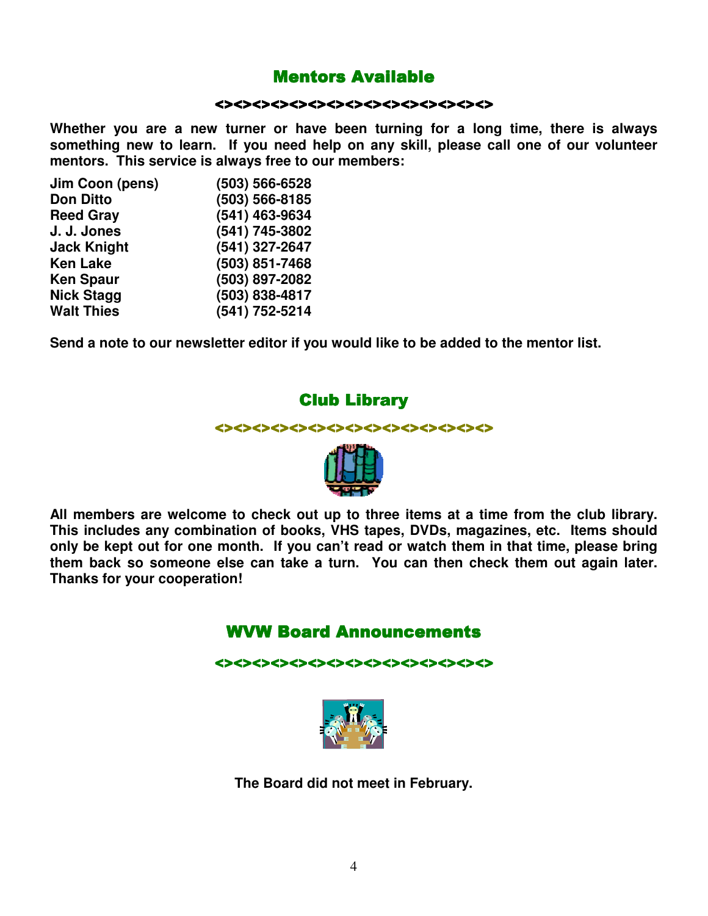## Mentors Available

<><><><><><><><><><><><><><><><><><><><>

**Whether you are a new turner or have been turning for a long time, there is always something new to learn. If you need help on any skill, please call one of our volunteer mentors. This service is always free to our members:**

| | |
|---|---|
| **Jim Coon (pens)** | **(503) 566-6528** |
| **Don Ditto** | **(503) 566-8185** |
| **Reed Gray** | **(541) 463-9634** |
| **J. J. Jones** | **(541) 745-3802** |
| **Jack Knight** | **(541) 327-2647** |
| **Ken Lake** | **(503) 851-7468** |
| **Ken Spaur** | **(503) 897-2082** |
| **Nick Stagg** | **(503) 838-4817** |
| **Walt Thies** | **(541) 752-5214** |

**Send a note to our newsletter editor if you would like to be added to the mentor list.**

## Club Library

<><><><><><><><><><><><><><><><><><><><>

**All members are welcome to check out up to three items at a time from the club library. This includes any combination of books, VHS tapes, DVDs, magazines, etc. Items should only be kept out for one month. If you can't read or watch them in that time, please bring them back so someone else can take a turn. You can then check them out again later. Thanks for your cooperation!**

## WVW Board Announcements

<><><><><><><><><><><><><><><><><><><><>

**The Board did not meet in February.**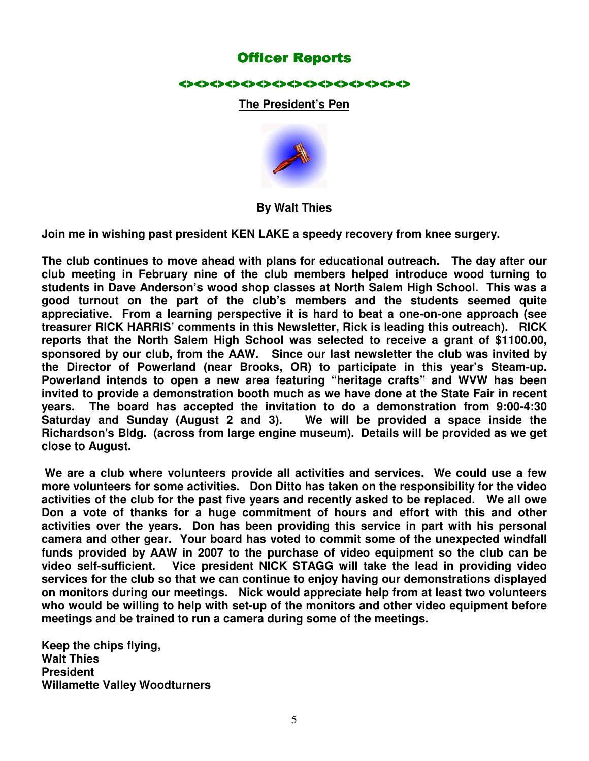# Officer Reports

<><><><><><><><><><><><><><><><><><><><>

## The President's Pen

**By Walt Thies**

**Join me in wishing past president KEN LAKE a speedy recovery from knee surgery.**

**The club continues to move ahead with plans for educational outreach. The day after our club meeting in February nine of the club members helped introduce wood turning to students in Dave Anderson's wood shop classes at North Salem High School. This was a good turnout on the part of the club's members and the students seemed quite appreciative. From a learning perspective it is hard to beat a one-on-one approach (see treasurer RICK HARRIS' comments in this Newsletter, Rick is leading this outreach). RICK reports that the North Salem High School was selected to receive a grant of $1100.00, sponsored by our club, from the AAW. Since our last newsletter the club was invited by the Director of Powerland (near Brooks, OR) to participate in this year's Steam-up. Powerland intends to open a new area featuring "heritage crafts" and WVW has been invited to provide a demonstration booth much as we have done at the State Fair in recent years. The board has accepted the invitation to do a demonstration from 9:00-4:30 Saturday and Sunday (August 2 and 3). We will be provided a space inside the Richardson's Bldg. (across from large engine museum). Details will be provided as we get close to August.**

**We are a club where volunteers provide all activities and services. We could use a few more volunteers for some activities. Don Ditto has taken on the responsibility for the video activities of the club for the past five years and recently asked to be replaced. We all owe Don a vote of thanks for a huge commitment of hours and effort with this and other activities over the years. Don has been providing this service in part with his personal camera and other gear. Your board has voted to commit some of the unexpected windfall funds provided by AAW in 2007 to the purchase of video equipment so the club can be video self-sufficient. Vice president NICK STAGG will take the lead in providing video services for the club so that we can continue to enjoy having our demonstrations displayed on monitors during our meetings. Nick would appreciate help from at least two volunteers who would be willing to help with set-up of the monitors and other video equipment before meetings and be trained to run a camera during some of the meetings.**

**Keep the chips flying,**
**Walt Thies**
**President**
**Willamette Valley Woodturners**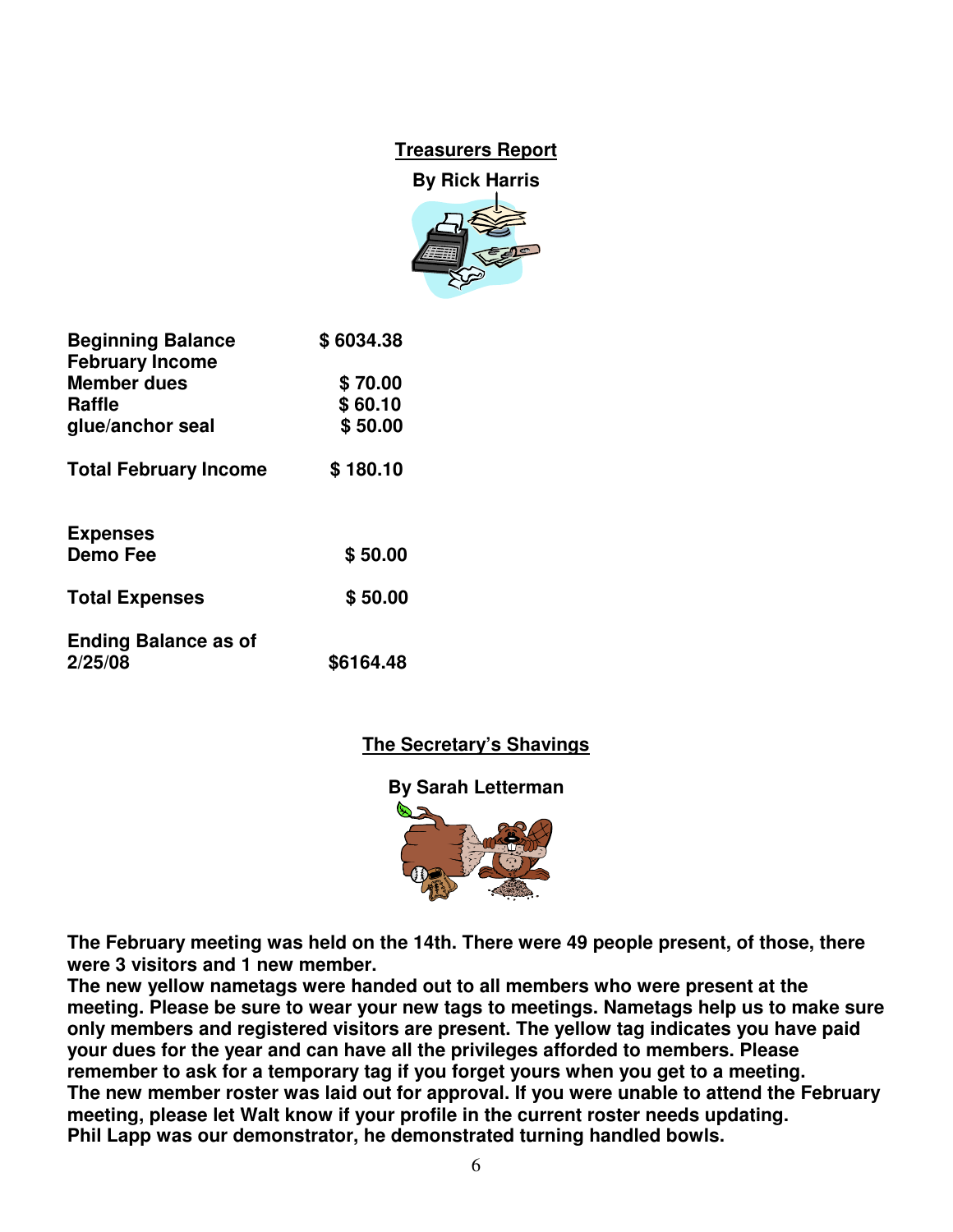## Treasurers Report

**By Rick Harris**

| | |
|---|---|
| **Beginning Balance** | **$ 6034.38** |
| **February Income** | |
| **Member dues** | **$ 70.00** |
| **Raffle** | **$ 60.10** |
| **glue/anchor seal** | **$ 50.00** |
| **Total February Income** | **$ 180.10** |
| **Expenses** | |
| **Demo Fee** | **$ 50.00** |
| **Total Expenses** | **$ 50.00** |
| **Ending Balance as of 2/25/08** | **$6164.48** |

## The Secretary's Shavings

**By Sarah Letterman**

**The February meeting was held on the 14th. There were 49 people present, of those, there were 3 visitors and 1 new member.**

**The new yellow nametags were handed out to all members who were present at the meeting. Please be sure to wear your new tags to meetings. Nametags help us to make sure only members and registered visitors are present. The yellow tag indicates you have paid your dues for the year and can have all the privileges afforded to members. Please remember to ask for a temporary tag if you forget yours when you get to a meeting.**

**The new member roster was laid out for approval. If you were unable to attend the February meeting, please let Walt know if your profile in the current roster needs updating.**

**Phil Lapp was our demonstrator, he demonstrated turning handled bowls.**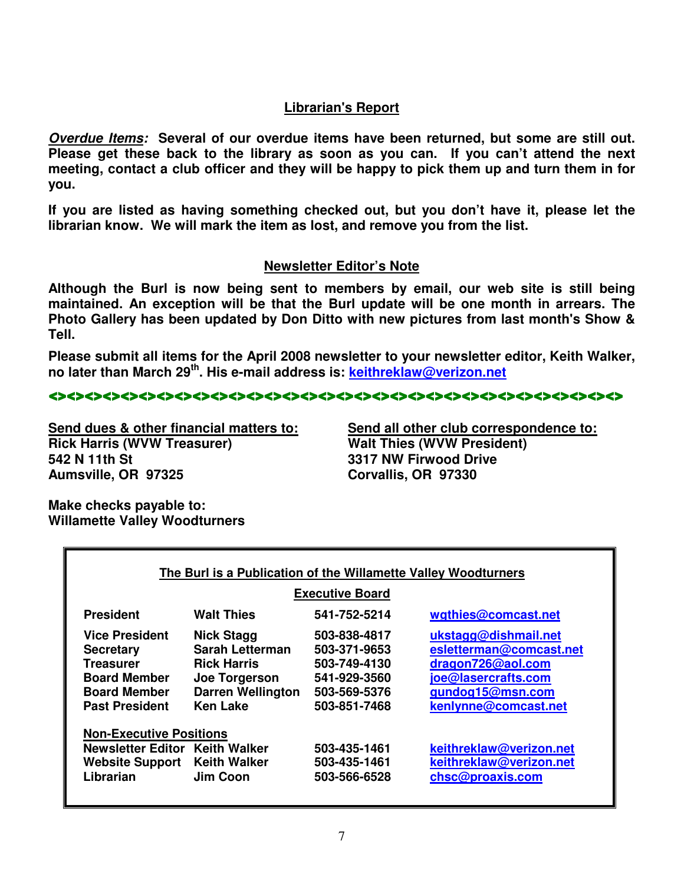## Librarian's Report

***Overdue Items:*** **Several of our overdue items have been returned, but some are still out. Please get these back to the library as soon as you can. If you can't attend the next meeting, contact a club officer and they will be happy to pick them up and turn them in for you.**

**If you are listed as having something checked out, but you don't have it, please let the librarian know. We will mark the item as lost, and remove you from the list.**

## Newsletter Editor's Note

**Although the Burl is now being sent to members by email, our web site is still being maintained. An exception will be that the Burl update will be one month in arrears. The Photo Gallery has been updated by Don Ditto with new pictures from last month's Show & Tell.**

**Please submit all items for the April 2008 newsletter to your newsletter editor, Keith Walker, no later than March 29th. His e-mail address is: keithreklaw@verizon.net**

<><><><><><><><><><><><><><><><><><><><><><><><><><><><><><><><><><><><><><><><><><><><><><>

**Send dues & other financial matters to:**
**Rick Harris (WVW Treasurer)**
**542 N 11th St**
**Aumsville, OR 97325**

**Make checks payable to:**
**Willamette Valley Woodturners**

**Send all other club correspondence to:**
**Walt Thies (WVW President)**
**3317 NW Firwood Drive**
**Corvallis, OR 97330**

**The Burl is a Publication of the Willamette Valley Woodturners**

**Executive Board**

| | | | |
|---|---|---|---|
| President | Walt Thies | 541-752-5214 | wgthies@comcast.net |
| Vice President | Nick Stagg | 503-838-4817 | ukstagg@dishmail.net |
| Secretary | Sarah Letterman | 503-371-9653 | esletterman@comcast.net |
| Treasurer | Rick Harris | 503-749-4130 | dragon726@aol.com |
| Board Member | Joe Torgerson | 541-929-3560 | joe@lasercrafts.com |
| Board Member | Darren Wellington | 503-569-5376 | gundog15@msn.com |
| Past President | Ken Lake | 503-851-7468 | kenlynne@comcast.net |

**Non-Executive Positions**

| | | | |
|---|---|---|---|
| Newsletter Editor | Keith Walker | 503-435-1461 | keithreklaw@verizon.net |
| Website Support | Keith Walker | 503-435-1461 | keithreklaw@verizon.net |
| Librarian | Jim Coon | 503-566-6528 | chsc@proaxis.com |